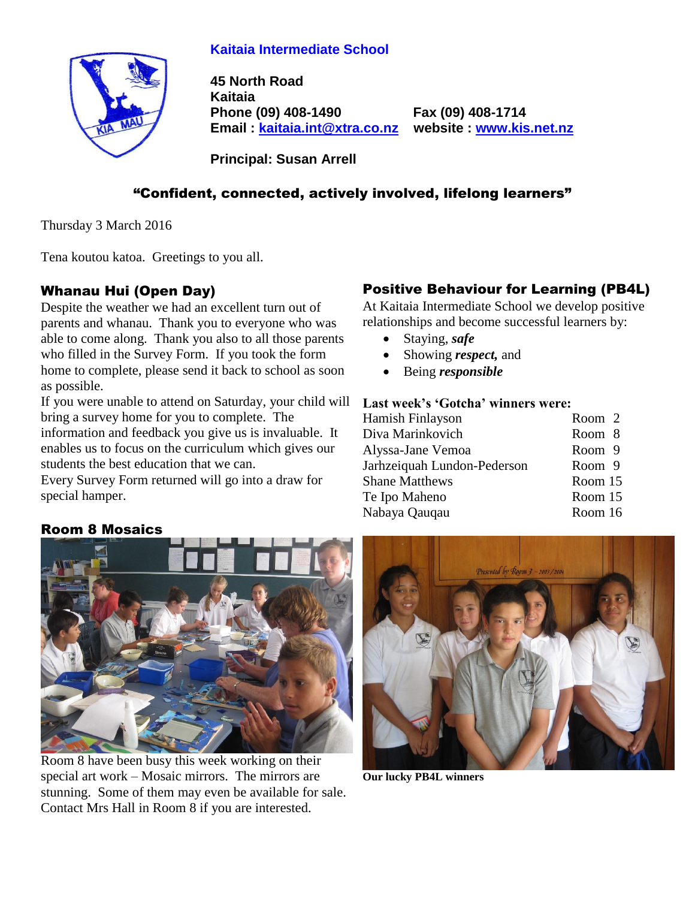# Kaitaia Intermediate School

**45 North Road**
**Kaitaia**
**Phone (09) 408-1490** **Fax (09) 408-1714**
**Email : kaitaia.int@xtra.co.nz** **website : www.kis.net.nz**

**Principal: Susan Arrell**

**"Confident, connected, actively involved, lifelong learners"**

Thursday 3 March 2016

Tena koutou katoa. Greetings to you all.

## Whanau Hui (Open Day)

Despite the weather we had an excellent turn out of parents and whanau. Thank you to everyone who was able to come along. Thank you also to all those parents who filled in the Survey Form. If you took the form home to complete, please send it back to school as soon as possible.

If you were unable to attend on Saturday, your child will bring a survey home for you to complete. The information and feedback you give us is invaluable. It enables us to focus on the curriculum which gives our students the best education that we can.

Every Survey Form returned will go into a draw for special hamper.

## Room 8 Mosaics

Room 8 have been busy this week working on their special art work – Mosaic mirrors. The mirrors are stunning. Some of them may even be available for sale. Contact Mrs Hall in Room 8 if you are interested.

## Positive Behaviour for Learning (PB4L)

At Kaitaia Intermediate School we develop positive relationships and become successful learners by:

- Staying, ***safe***
- Showing ***respect,*** and
- Being ***responsible***

**Last week's 'Gotcha' winners were:**

| Name | Room |
|---|---|
| Hamish Finlayson | Room 2 |
| Diva Marinkovich | Room 8 |
| Alyssa-Jane Vemoa | Room 9 |
| Jarhzeiquah Lundon-Pederson | Room 9 |
| Shane Matthews | Room 15 |
| Te Ipo Maheno | Room 15 |
| Nabaya Qauqau | Room 16 |

**Our lucky PB4L winners**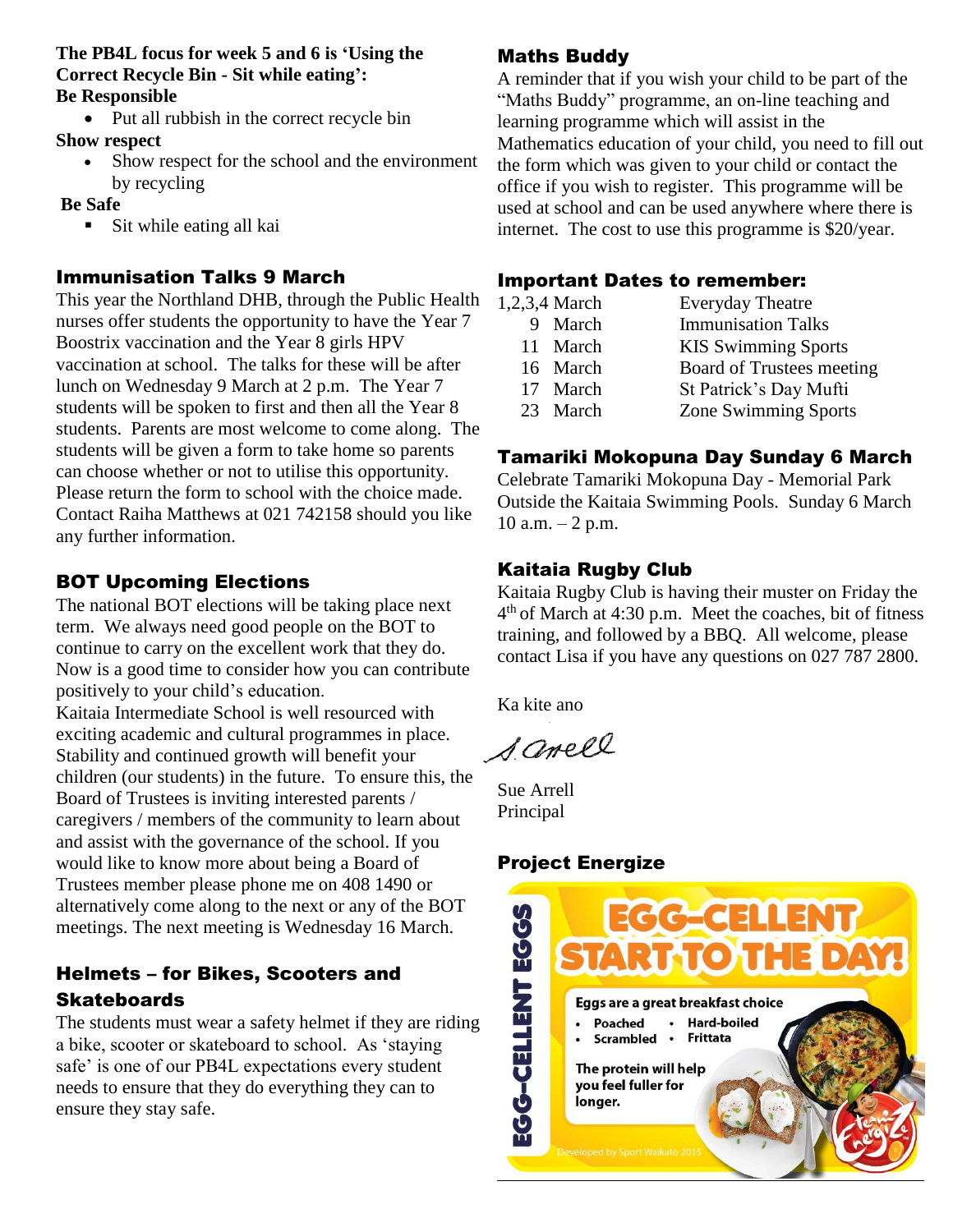**The PB4L focus for week 5 and 6 is 'Using the Correct Recycle Bin - Sit while eating':**

**Be Responsible**

- Put all rubbish in the correct recycle bin

**Show respect**

- Show respect for the school and the environment by recycling

**Be Safe**

- Sit while eating all kai

## Immunisation Talks 9 March

This year the Northland DHB, through the Public Health nurses offer students the opportunity to have the Year 7 Boostrix vaccination and the Year 8 girls HPV vaccination at school. The talks for these will be after lunch on Wednesday 9 March at 2 p.m. The Year 7 students will be spoken to first and then all the Year 8 students. Parents are most welcome to come along. The students will be given a form to take home so parents can choose whether or not to utilise this opportunity. Please return the form to school with the choice made. Contact Raiha Matthews at 021 742158 should you like any further information.

## BOT Upcoming Elections

The national BOT elections will be taking place next term. We always need good people on the BOT to continue to carry on the excellent work that they do. Now is a good time to consider how you can contribute positively to your child's education.

Kaitaia Intermediate School is well resourced with exciting academic and cultural programmes in place. Stability and continued growth will benefit your children (our students) in the future. To ensure this, the Board of Trustees is inviting interested parents / caregivers / members of the community to learn about and assist with the governance of the school. If you would like to know more about being a Board of Trustees member please phone me on 408 1490 or alternatively come along to the next or any of the BOT meetings. The next meeting is Wednesday 16 March.

## Helmets – for Bikes, Scooters and Skateboards

The students must wear a safety helmet if they are riding a bike, scooter or skateboard to school. As 'staying safe' is one of our PB4L expectations every student needs to ensure that they do everything they can to ensure they stay safe.

## Maths Buddy

A reminder that if you wish your child to be part of the "Maths Buddy" programme, an on-line teaching and learning programme which will assist in the Mathematics education of your child, you need to fill out the form which was given to your child or contact the office if you wish to register. This programme will be used at school and can be used anywhere where there is internet. The cost to use this programme is $20/year.

## Important Dates to remember:

| | |
|---|---|
| 1,2,3,4 March | Everyday Theatre |
| 9 March | Immunisation Talks |
| 11 March | KIS Swimming Sports |
| 16 March | Board of Trustees meeting |
| 17 March | St Patrick's Day Mufti |
| 23 March | Zone Swimming Sports |

## Tamariki Mokopuna Day Sunday 6 March

Celebrate Tamariki Mokopuna Day - Memorial Park Outside the Kaitaia Swimming Pools. Sunday 6 March 10 a.m. – 2 p.m.

## Kaitaia Rugby Club

Kaitaia Rugby Club is having their muster on Friday the 4th of March at 4:30 p.m. Meet the coaches, bit of fitness training, and followed by a BBQ. All welcome, please contact Lisa if you have any questions on 027 787 2800.

Ka kite ano

S. Arell

Sue Arrell
Principal

## Project Energize

EGG-CELLENT EGGS

EGG-CELLENT START TO THE DAY!

Eggs are a great breakfast choice

- Poached
- Hard-boiled
- Scrambled
- Frittata

The protein will help you feel fuller for longer.

Developed by Sport Waikato 2015